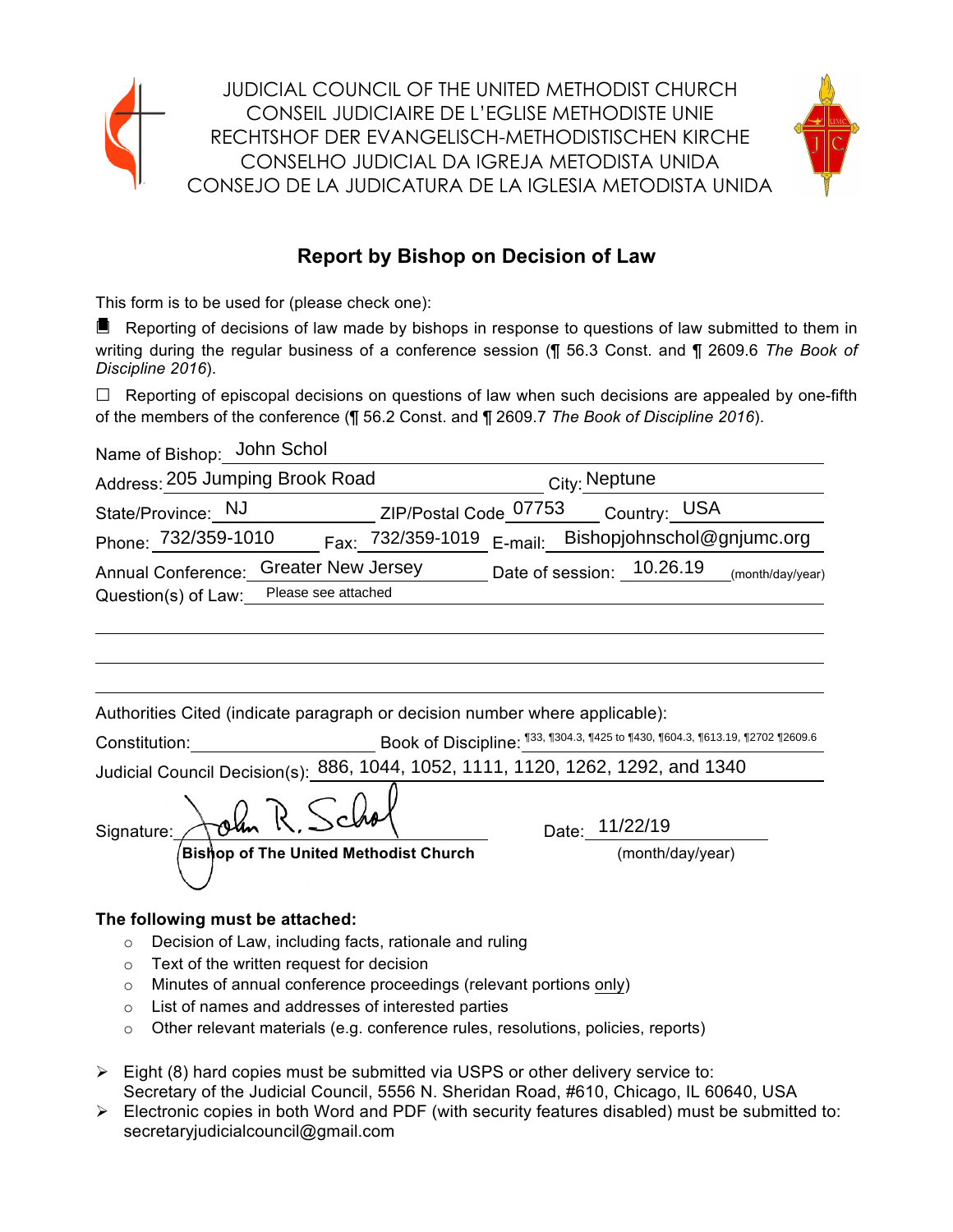JUDICIAL COUNCIL OF THE UNITED METHODIST CHURCH
CONSEIL JUDICIAIRE DE L'EGLISE METHODISTE UNIE
RECHTSHOF DER EVANGELISCH-METHODISTISCHEN KIRCHE
CONSELHO JUDICIAL DA IGREJA METODISTA UNIDA
CONSEJO DE LA JUDICATURA DE LA IGLESIA METODISTA UNIDA

## Report by Bishop on Decision of Law

This form is to be used for (please check one):

■ Reporting of decisions of law made by bishops in response to questions of law submitted to them in writing during the regular business of a conference session (¶ 56.3 Const. and ¶ 2609.6 *The Book of Discipline 2016*).

☐ Reporting of episcopal decisions on questions of law when such decisions are appealed by one-fifth of the members of the conference (¶ 56.2 Const. and ¶ 2609.7 *The Book of Discipline 2016*).

Name of Bishop: John Schol

Address: 205 Jumping Brook Road City: Neptune

State/Province: NJ ZIP/Postal Code 07753 Country: USA

Phone: 732/359-1010 Fax: 732/359-1019 E-mail: Bishopjohnschol@gnjumc.org

Annual Conference: Greater New Jersey Date of session: 10.26.19 (month/day/year)

Question(s) of Law: Please see attached

Authorities Cited (indicate paragraph or decision number where applicable):

Constitution:

Book of Discipline: ¶33, ¶304.3, ¶425 to ¶430, ¶604.3, ¶613.19, ¶2702 ¶2609.6

Judicial Council Decision(s): 886, 1044, 1052, 1111, 1120, 1262, 1292, and 1340

Signature: John R. Schol
Bishop of The United Methodist Church

Date: 11/22/19 (month/day/year)

**The following must be attached:**

- Decision of Law, including facts, rationale and ruling
- Text of the written request for decision
- Minutes of annual conference proceedings (relevant portions only)
- List of names and addresses of interested parties
- Other relevant materials (e.g. conference rules, resolutions, policies, reports)

- Eight (8) hard copies must be submitted via USPS or other delivery service to: Secretary of the Judicial Council, 5556 N. Sheridan Road, #610, Chicago, IL 60640, USA
- Electronic copies in both Word and PDF (with security features disabled) must be submitted to: secretaryjudicialcouncil@gmail.com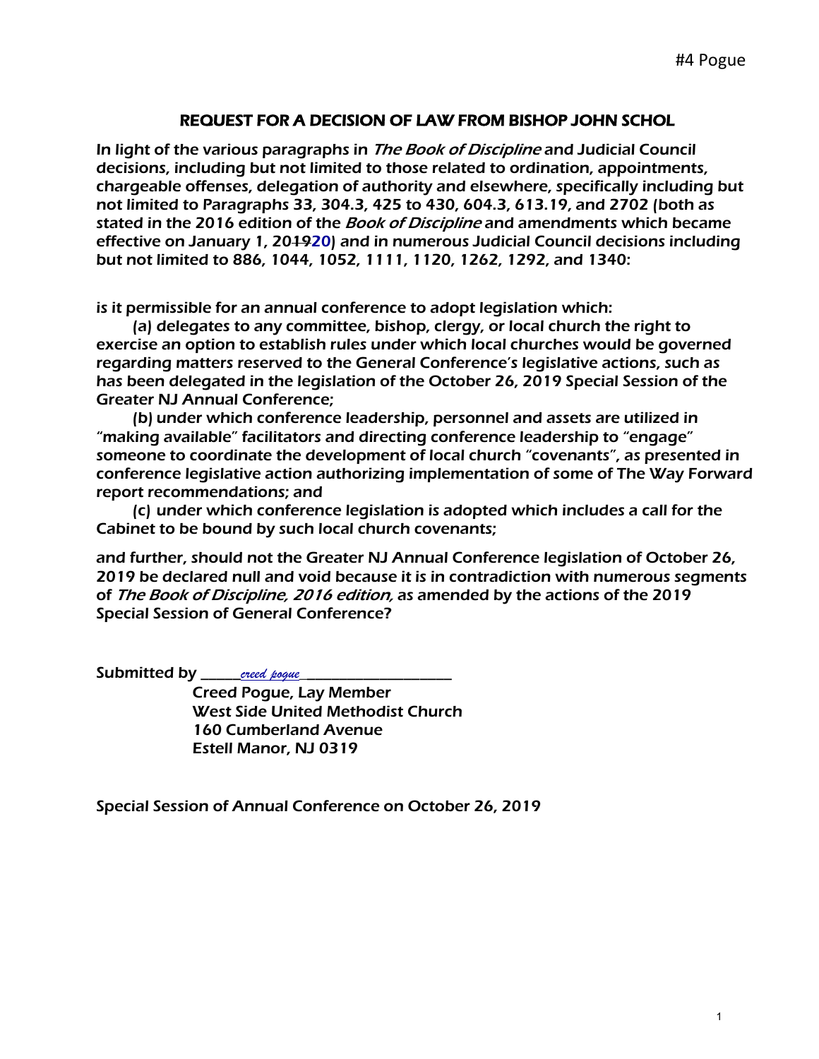#4 Pogue

## REQUEST FOR A DECISION OF LAW FROM BISHOP JOHN SCHOL

In light of the various paragraphs in *The Book of Discipline* and Judicial Council decisions, including but not limited to those related to ordination, appointments, chargeable offenses, delegation of authority and elsewhere, specifically including but not limited to Paragraphs 33, 304.3, 425 to 430, 604.3, 613.19, and 2702 (both as stated in the 2016 edition of the *Book of Discipline* and amendments which became effective on January 1, 20~~19~~20) and in numerous Judicial Council decisions including but not limited to 886, 1044, 1052, 1111, 1120, 1262, 1292, and 1340:

is it permissible for an annual conference to adopt legislation which:

(a) delegates to any committee, bishop, clergy, or local church the right to exercise an option to establish rules under which local churches would be governed regarding matters reserved to the General Conference's legislative actions, such as has been delegated in the legislation of the October 26, 2019 Special Session of the Greater NJ Annual Conference;

(b) under which conference leadership, personnel and assets are utilized in "making available" facilitators and directing conference leadership to "engage" someone to coordinate the development of local church "covenants", as presented in conference legislative action authorizing implementation of some of The Way Forward report recommendations; and

(c) under which conference legislation is adopted which includes a call for the Cabinet to be bound by such local church covenants;

and further, should not the Greater NJ Annual Conference legislation of October 26, 2019 be declared null and void because it is in contradiction with numerous segments of *The Book of Discipline, 2016 edition,* as amended by the actions of the 2019 Special Session of General Conference?

Submitted by ______*creed pogue*______________________

Creed Pogue, Lay Member
West Side United Methodist Church
160 Cumberland Avenue
Estell Manor, NJ 0319

Special Session of Annual Conference on October 26, 2019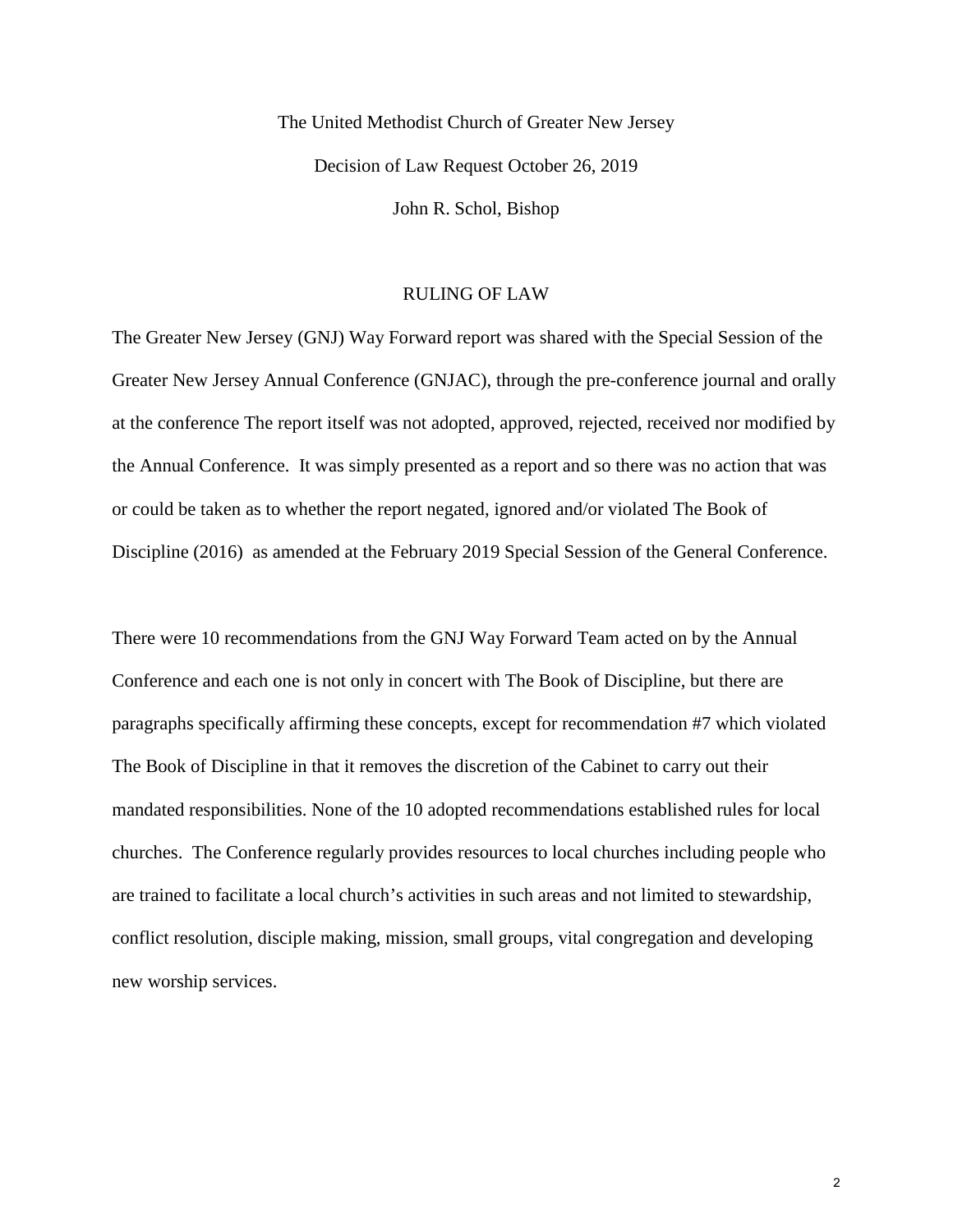The United Methodist Church of Greater New Jersey

Decision of Law Request October 26, 2019

John R. Schol, Bishop

## RULING OF LAW

The Greater New Jersey (GNJ) Way Forward report was shared with the Special Session of the Greater New Jersey Annual Conference (GNJAC), through the pre-conference journal and orally at the conference The report itself was not adopted, approved, rejected, received nor modified by the Annual Conference. It was simply presented as a report and so there was no action that was or could be taken as to whether the report negated, ignored and/or violated The Book of Discipline (2016) as amended at the February 2019 Special Session of the General Conference.

There were 10 recommendations from the GNJ Way Forward Team acted on by the Annual Conference and each one is not only in concert with The Book of Discipline, but there are paragraphs specifically affirming these concepts, except for recommendation #7 which violated The Book of Discipline in that it removes the discretion of the Cabinet to carry out their mandated responsibilities. None of the 10 adopted recommendations established rules for local churches. The Conference regularly provides resources to local churches including people who are trained to facilitate a local church's activities in such areas and not limited to stewardship, conflict resolution, disciple making, mission, small groups, vital congregation and developing new worship services.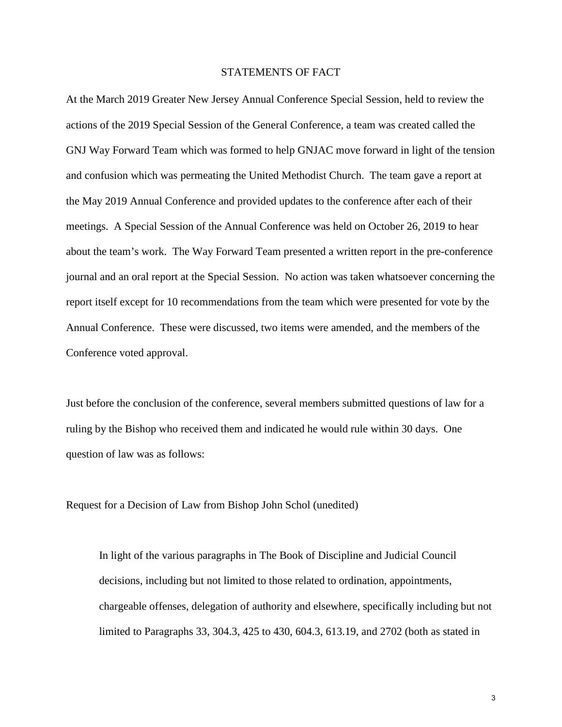## STATEMENTS OF FACT

At the March 2019 Greater New Jersey Annual Conference Special Session, held to review the actions of the 2019 Special Session of the General Conference, a team was created called the GNJ Way Forward Team which was formed to help GNJAC move forward in light of the tension and confusion which was permeating the United Methodist Church. The team gave a report at the May 2019 Annual Conference and provided updates to the conference after each of their meetings. A Special Session of the Annual Conference was held on October 26, 2019 to hear about the team's work. The Way Forward Team presented a written report in the pre-conference journal and an oral report at the Special Session. No action was taken whatsoever concerning the report itself except for 10 recommendations from the team which were presented for vote by the Annual Conference. These were discussed, two items were amended, and the members of the Conference voted approval.

Just before the conclusion of the conference, several members submitted questions of law for a ruling by the Bishop who received them and indicated he would rule within 30 days. One question of law was as follows:

Request for a Decision of Law from Bishop John Schol (unedited)

> In light of the various paragraphs in The Book of Discipline and Judicial Council decisions, including but not limited to those related to ordination, appointments, chargeable offenses, delegation of authority and elsewhere, specifically including but not limited to Paragraphs 33, 304.3, 425 to 430, 604.3, 613.19, and 2702 (both as stated in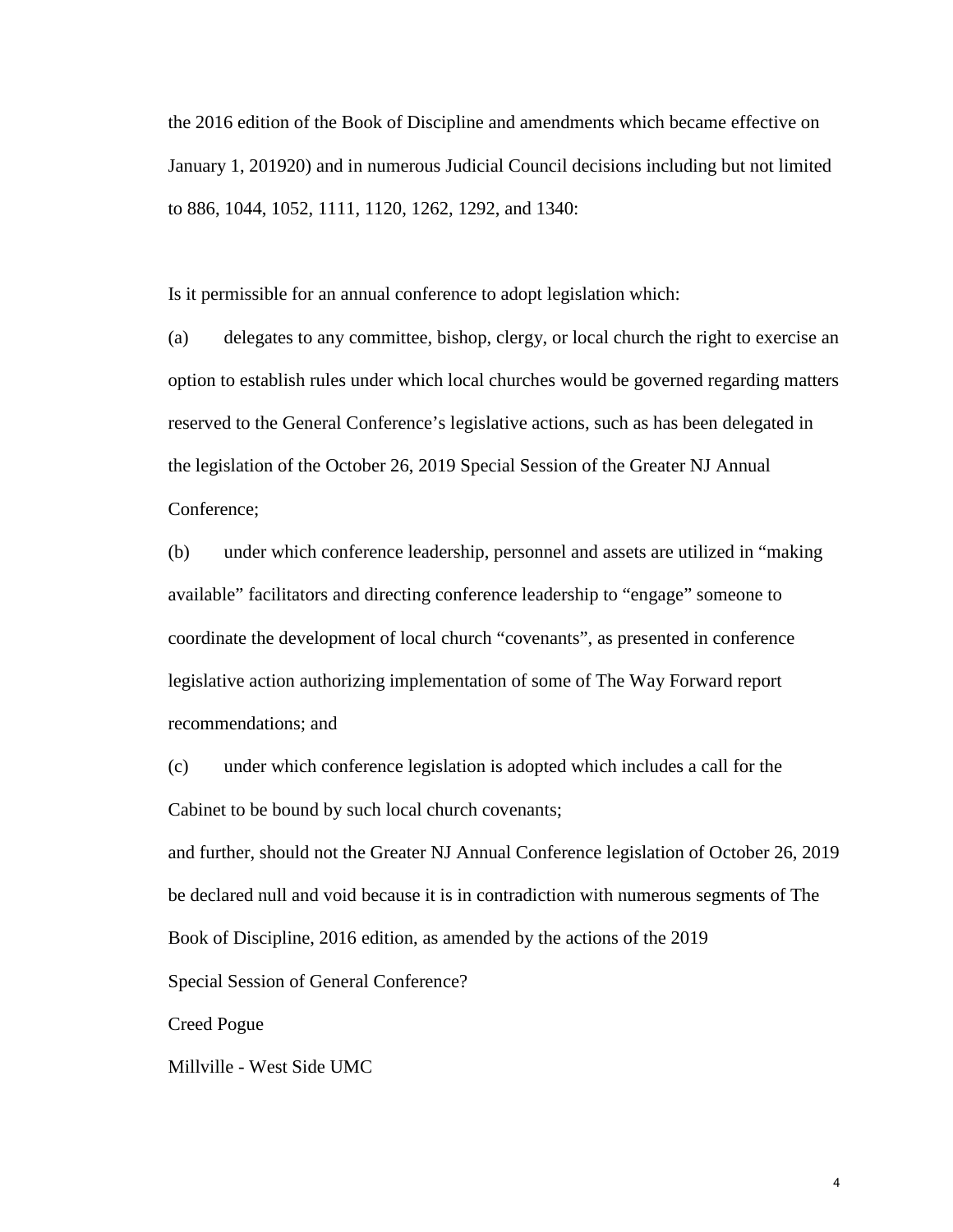the 2016 edition of the Book of Discipline and amendments which became effective on January 1, 201920) and in numerous Judicial Council decisions including but not limited to 886, 1044, 1052, 1111, 1120, 1262, 1292, and 1340:

Is it permissible for an annual conference to adopt legislation which:

(a) delegates to any committee, bishop, clergy, or local church the right to exercise an option to establish rules under which local churches would be governed regarding matters reserved to the General Conference's legislative actions, such as has been delegated in the legislation of the October 26, 2019 Special Session of the Greater NJ Annual Conference;

(b) under which conference leadership, personnel and assets are utilized in "making available" facilitators and directing conference leadership to "engage" someone to coordinate the development of local church "covenants", as presented in conference legislative action authorizing implementation of some of The Way Forward report recommendations; and

(c) under which conference legislation is adopted which includes a call for the Cabinet to be bound by such local church covenants;

and further, should not the Greater NJ Annual Conference legislation of October 26, 2019 be declared null and void because it is in contradiction with numerous segments of The Book of Discipline, 2016 edition, as amended by the actions of the 2019 Special Session of General Conference?

Creed Pogue

Millville - West Side UMC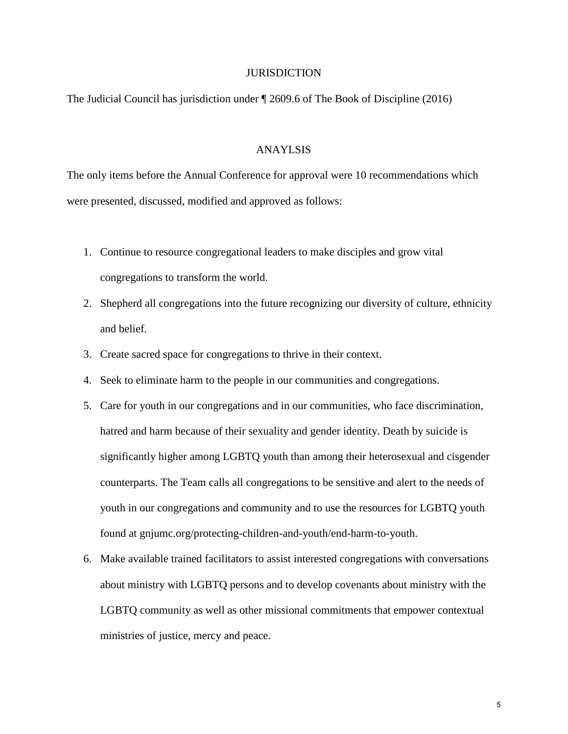## JURISDICTION

The Judicial Council has jurisdiction under ¶ 2609.6 of The Book of Discipline (2016)

## ANAYLSIS

The only items before the Annual Conference for approval were 10 recommendations which were presented, discussed, modified and approved as follows:

1. Continue to resource congregational leaders to make disciples and grow vital congregations to transform the world.
2. Shepherd all congregations into the future recognizing our diversity of culture, ethnicity and belief.
3. Create sacred space for congregations to thrive in their context.
4. Seek to eliminate harm to the people in our communities and congregations.
5. Care for youth in our congregations and in our communities, who face discrimination, hatred and harm because of their sexuality and gender identity. Death by suicide is significantly higher among LGBTQ youth than among their heterosexual and cisgender counterparts. The Team calls all congregations to be sensitive and alert to the needs of youth in our congregations and community and to use the resources for LGBTQ youth found at gnjumc.org/protecting-children-and-youth/end-harm-to-youth.
6. Make available trained facilitators to assist interested congregations with conversations about ministry with LGBTQ persons and to develop covenants about ministry with the LGBTQ community as well as other missional commitments that empower contextual ministries of justice, mercy and peace.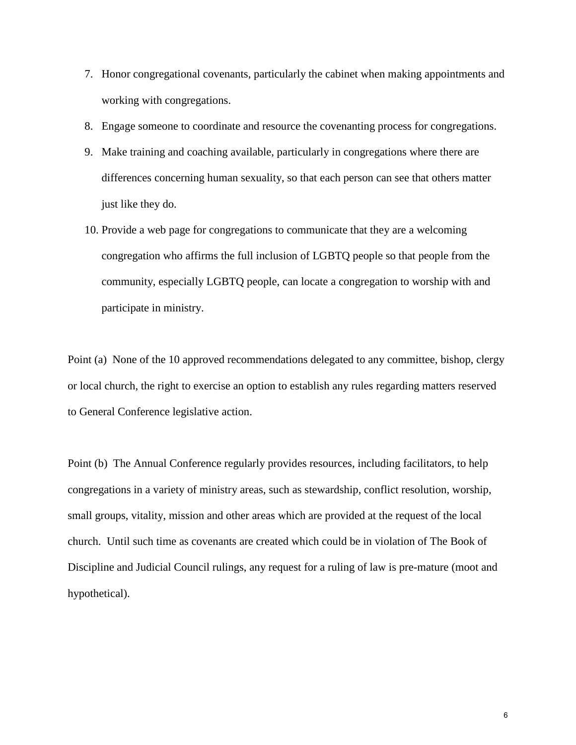7. Honor congregational covenants, particularly the cabinet when making appointments and working with congregations.
8. Engage someone to coordinate and resource the covenanting process for congregations.
9. Make training and coaching available, particularly in congregations where there are differences concerning human sexuality, so that each person can see that others matter just like they do.
10. Provide a web page for congregations to communicate that they are a welcoming congregation who affirms the full inclusion of LGBTQ people so that people from the community, especially LGBTQ people, can locate a congregation to worship with and participate in ministry.

Point (a) None of the 10 approved recommendations delegated to any committee, bishop, clergy or local church, the right to exercise an option to establish any rules regarding matters reserved to General Conference legislative action.

Point (b) The Annual Conference regularly provides resources, including facilitators, to help congregations in a variety of ministry areas, such as stewardship, conflict resolution, worship, small groups, vitality, mission and other areas which are provided at the request of the local church. Until such time as covenants are created which could be in violation of The Book of Discipline and Judicial Council rulings, any request for a ruling of law is pre-mature (moot and hypothetical).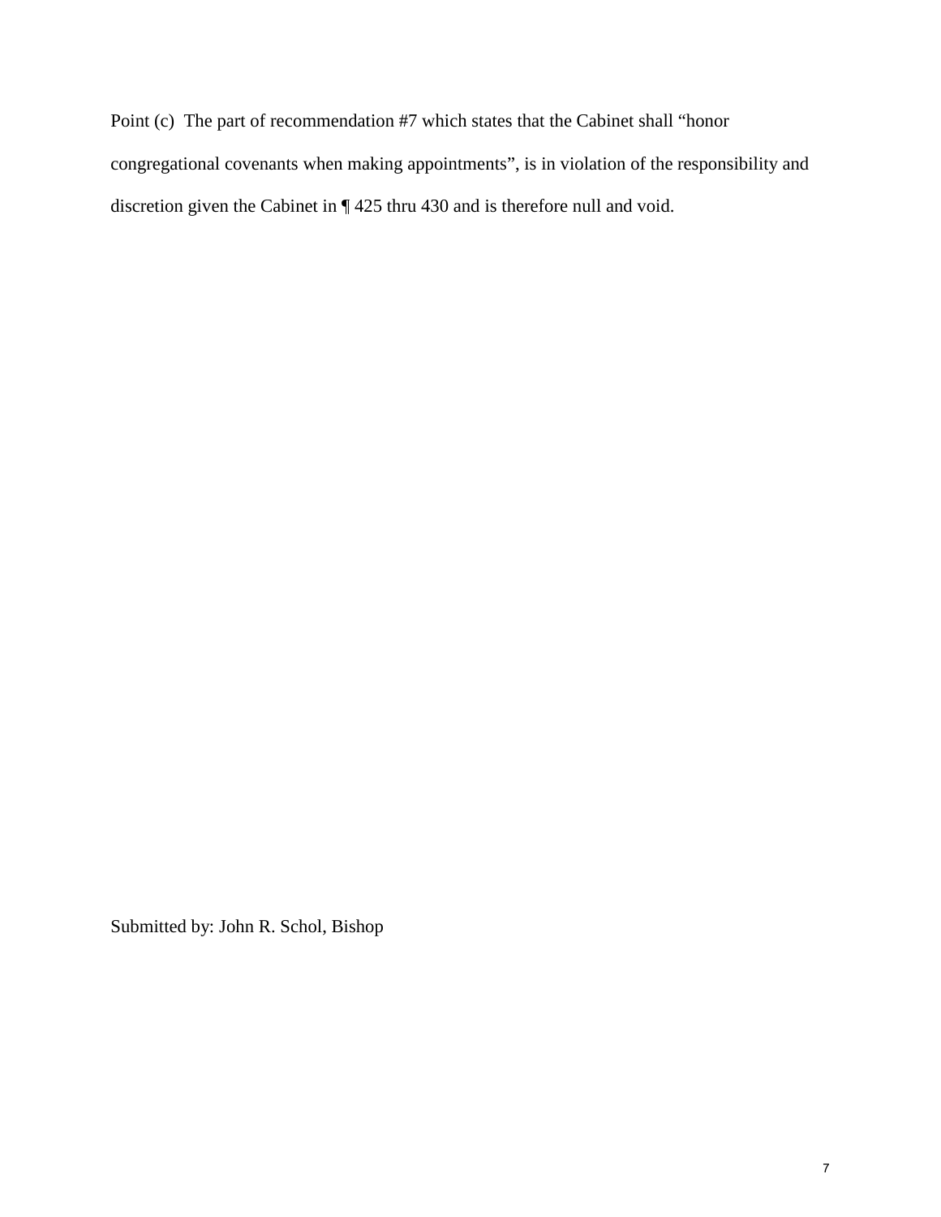Point (c) The part of recommendation #7 which states that the Cabinet shall "honor congregational covenants when making appointments", is in violation of the responsibility and discretion given the Cabinet in ¶ 425 thru 430 and is therefore null and void.

Submitted by: John R. Schol, Bishop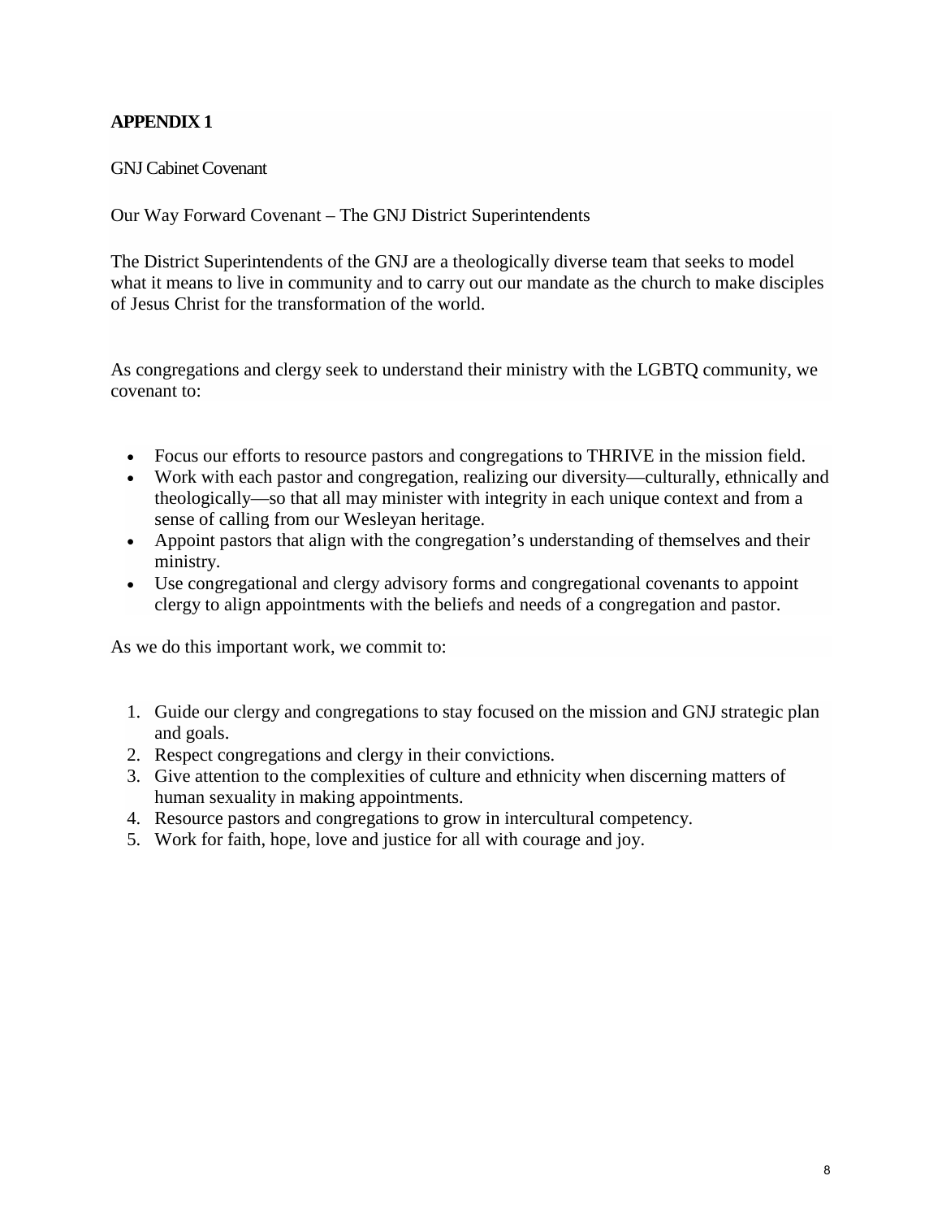# APPENDIX 1

GNJ Cabinet Covenant

Our Way Forward Covenant – The GNJ District Superintendents

The District Superintendents of the GNJ are a theologically diverse team that seeks to model what it means to live in community and to carry out our mandate as the church to make disciples of Jesus Christ for the transformation of the world.

As congregations and clergy seek to understand their ministry with the LGBTQ community, we covenant to:

- Focus our efforts to resource pastors and congregations to THRIVE in the mission field.
- Work with each pastor and congregation, realizing our diversity—culturally, ethnically and theologically—so that all may minister with integrity in each unique context and from a sense of calling from our Wesleyan heritage.
- Appoint pastors that align with the congregation's understanding of themselves and their ministry.
- Use congregational and clergy advisory forms and congregational covenants to appoint clergy to align appointments with the beliefs and needs of a congregation and pastor.

As we do this important work, we commit to:

1. Guide our clergy and congregations to stay focused on the mission and GNJ strategic plan and goals.
2. Respect congregations and clergy in their convictions.
3. Give attention to the complexities of culture and ethnicity when discerning matters of human sexuality in making appointments.
4. Resource pastors and congregations to grow in intercultural competency.
5. Work for faith, hope, love and justice for all with courage and joy.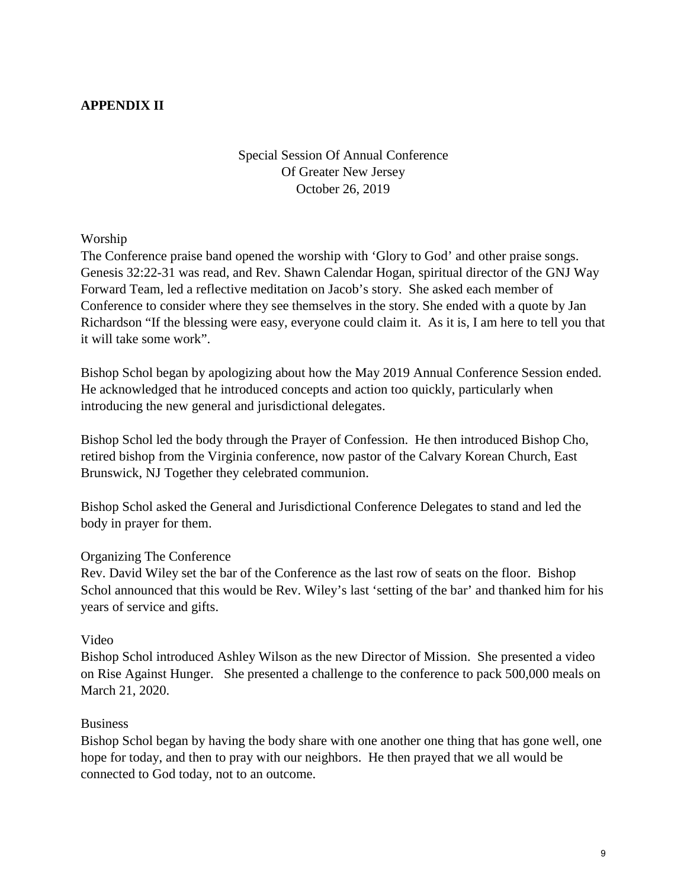## APPENDIX II

Special Session Of Annual Conference
Of Greater New Jersey
October 26, 2019

### Worship

The Conference praise band opened the worship with 'Glory to God' and other praise songs. Genesis 32:22-31 was read, and Rev. Shawn Calendar Hogan, spiritual director of the GNJ Way Forward Team, led a reflective meditation on Jacob's story. She asked each member of Conference to consider where they see themselves in the story. She ended with a quote by Jan Richardson "If the blessing were easy, everyone could claim it. As it is, I am here to tell you that it will take some work".

Bishop Schol began by apologizing about how the May 2019 Annual Conference Session ended. He acknowledged that he introduced concepts and action too quickly, particularly when introducing the new general and jurisdictional delegates.

Bishop Schol led the body through the Prayer of Confession. He then introduced Bishop Cho, retired bishop from the Virginia conference, now pastor of the Calvary Korean Church, East Brunswick, NJ Together they celebrated communion.

Bishop Schol asked the General and Jurisdictional Conference Delegates to stand and led the body in prayer for them.

### Organizing The Conference

Rev. David Wiley set the bar of the Conference as the last row of seats on the floor. Bishop Schol announced that this would be Rev. Wiley's last 'setting of the bar' and thanked him for his years of service and gifts.

### Video

Bishop Schol introduced Ashley Wilson as the new Director of Mission. She presented a video on Rise Against Hunger. She presented a challenge to the conference to pack 500,000 meals on March 21, 2020.

### Business

Bishop Schol began by having the body share with one another one thing that has gone well, one hope for today, and then to pray with our neighbors. He then prayed that we all would be connected to God today, not to an outcome.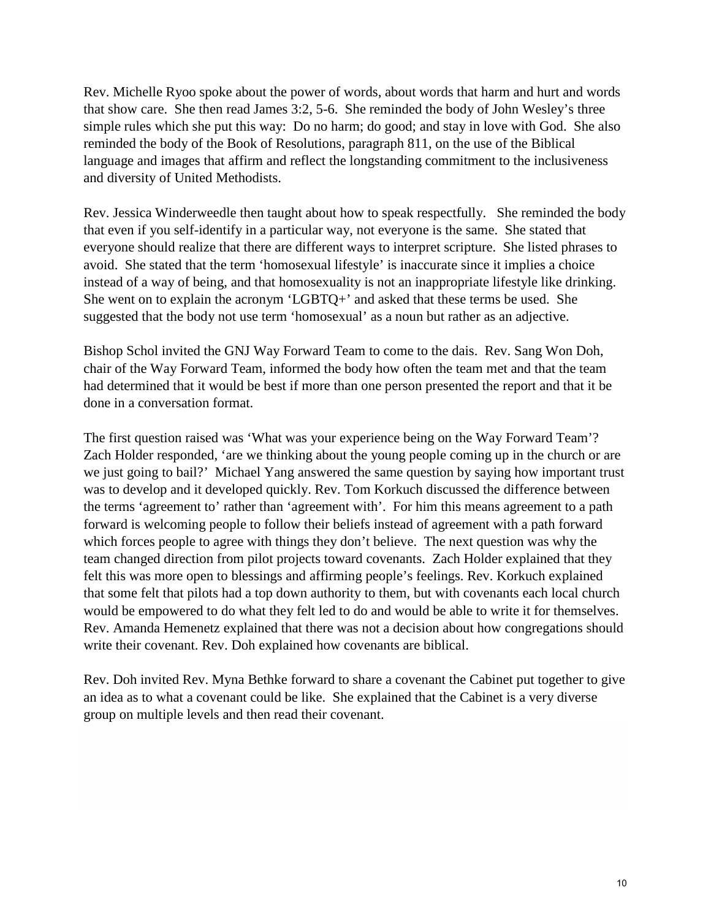Rev. Michelle Ryoo spoke about the power of words, about words that harm and hurt and words that show care. She then read James 3:2, 5-6. She reminded the body of John Wesley's three simple rules which she put this way: Do no harm; do good; and stay in love with God. She also reminded the body of the Book of Resolutions, paragraph 811, on the use of the Biblical language and images that affirm and reflect the longstanding commitment to the inclusiveness and diversity of United Methodists.

Rev. Jessica Winderweedle then taught about how to speak respectfully. She reminded the body that even if you self-identify in a particular way, not everyone is the same. She stated that everyone should realize that there are different ways to interpret scripture. She listed phrases to avoid. She stated that the term 'homosexual lifestyle' is inaccurate since it implies a choice instead of a way of being, and that homosexuality is not an inappropriate lifestyle like drinking. She went on to explain the acronym 'LGBTQ+' and asked that these terms be used. She suggested that the body not use term 'homosexual' as a noun but rather as an adjective.

Bishop Schol invited the GNJ Way Forward Team to come to the dais. Rev. Sang Won Doh, chair of the Way Forward Team, informed the body how often the team met and that the team had determined that it would be best if more than one person presented the report and that it be done in a conversation format.

The first question raised was 'What was your experience being on the Way Forward Team'? Zach Holder responded, 'are we thinking about the young people coming up in the church or are we just going to bail?' Michael Yang answered the same question by saying how important trust was to develop and it developed quickly. Rev. Tom Korkuch discussed the difference between the terms 'agreement to' rather than 'agreement with'. For him this means agreement to a path forward is welcoming people to follow their beliefs instead of agreement with a path forward which forces people to agree with things they don't believe. The next question was why the team changed direction from pilot projects toward covenants. Zach Holder explained that they felt this was more open to blessings and affirming people's feelings. Rev. Korkuch explained that some felt that pilots had a top down authority to them, but with covenants each local church would be empowered to do what they felt led to do and would be able to write it for themselves. Rev. Amanda Hemenetz explained that there was not a decision about how congregations should write their covenant. Rev. Doh explained how covenants are biblical.

Rev. Doh invited Rev. Myna Bethke forward to share a covenant the Cabinet put together to give an idea as to what a covenant could be like. She explained that the Cabinet is a very diverse group on multiple levels and then read their covenant.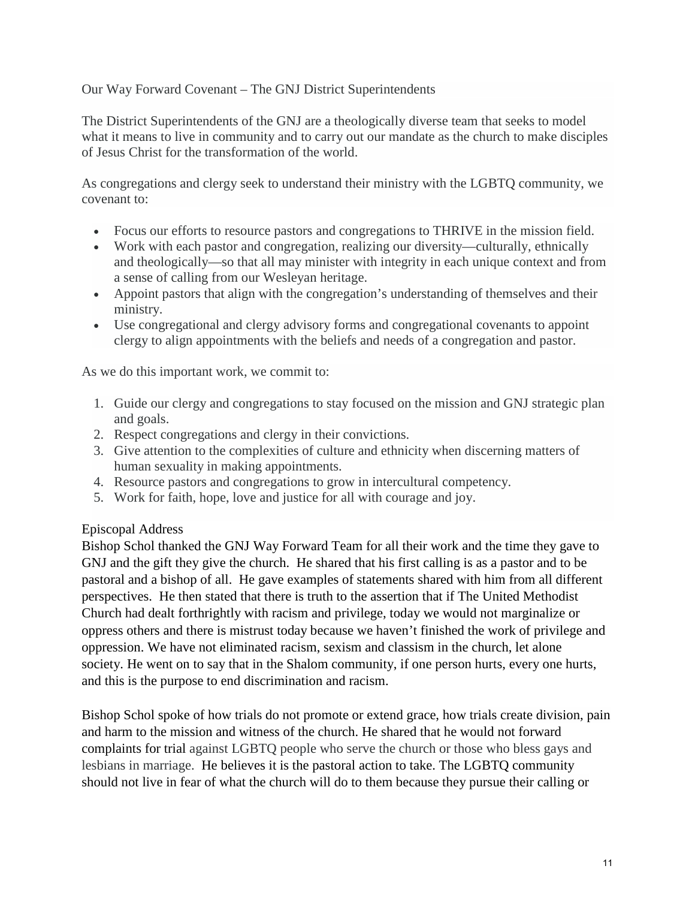Our Way Forward Covenant – The GNJ District Superintendents

The District Superintendents of the GNJ are a theologically diverse team that seeks to model what it means to live in community and to carry out our mandate as the church to make disciples of Jesus Christ for the transformation of the world.

As congregations and clergy seek to understand their ministry with the LGBTQ community, we covenant to:

- Focus our efforts to resource pastors and congregations to THRIVE in the mission field.
- Work with each pastor and congregation, realizing our diversity—culturally, ethnically and theologically—so that all may minister with integrity in each unique context and from a sense of calling from our Wesleyan heritage.
- Appoint pastors that align with the congregation's understanding of themselves and their ministry.
- Use congregational and clergy advisory forms and congregational covenants to appoint clergy to align appointments with the beliefs and needs of a congregation and pastor.

As we do this important work, we commit to:

1. Guide our clergy and congregations to stay focused on the mission and GNJ strategic plan and goals.
2. Respect congregations and clergy in their convictions.
3. Give attention to the complexities of culture and ethnicity when discerning matters of human sexuality in making appointments.
4. Resource pastors and congregations to grow in intercultural competency.
5. Work for faith, hope, love and justice for all with courage and joy.

Episcopal Address

Bishop Schol thanked the GNJ Way Forward Team for all their work and the time they gave to GNJ and the gift they give the church. He shared that his first calling is as a pastor and to be pastoral and a bishop of all. He gave examples of statements shared with him from all different perspectives. He then stated that there is truth to the assertion that if The United Methodist Church had dealt forthrightly with racism and privilege, today we would not marginalize or oppress others and there is mistrust today because we haven't finished the work of privilege and oppression. We have not eliminated racism, sexism and classism in the church, let alone society. He went on to say that in the Shalom community, if one person hurts, every one hurts, and this is the purpose to end discrimination and racism.

Bishop Schol spoke of how trials do not promote or extend grace, how trials create division, pain and harm to the mission and witness of the church. He shared that he would not forward complaints for trial against LGBTQ people who serve the church or those who bless gays and lesbians in marriage. He believes it is the pastoral action to take. The LGBTQ community should not live in fear of what the church will do to them because they pursue their calling or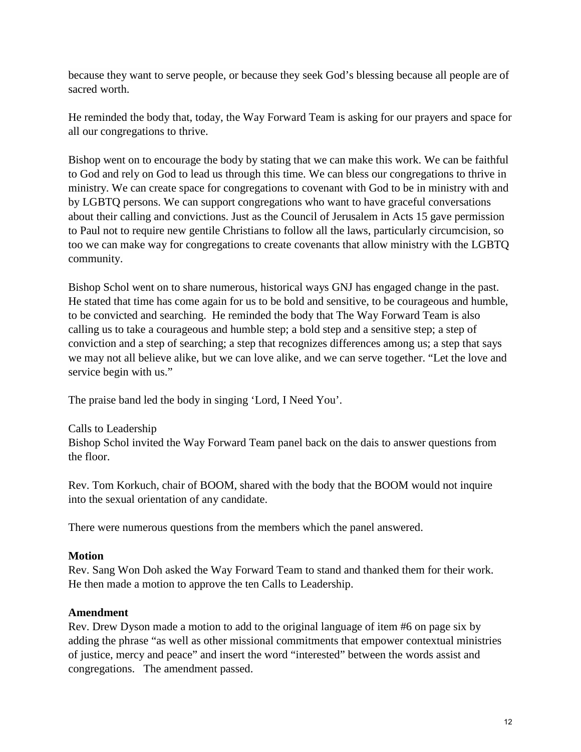because they want to serve people, or because they seek God's blessing because all people are of sacred worth.

He reminded the body that, today, the Way Forward Team is asking for our prayers and space for all our congregations to thrive.

Bishop went on to encourage the body by stating that we can make this work. We can be faithful to God and rely on God to lead us through this time. We can bless our congregations to thrive in ministry. We can create space for congregations to covenant with God to be in ministry with and by LGBTQ persons. We can support congregations who want to have graceful conversations about their calling and convictions. Just as the Council of Jerusalem in Acts 15 gave permission to Paul not to require new gentile Christians to follow all the laws, particularly circumcision, so too we can make way for congregations to create covenants that allow ministry with the LGBTQ community.

Bishop Schol went on to share numerous, historical ways GNJ has engaged change in the past. He stated that time has come again for us to be bold and sensitive, to be courageous and humble, to be convicted and searching. He reminded the body that The Way Forward Team is also calling us to take a courageous and humble step; a bold step and a sensitive step; a step of conviction and a step of searching; a step that recognizes differences among us; a step that says we may not all believe alike, but we can love alike, and we can serve together. "Let the love and service begin with us."

The praise band led the body in singing 'Lord, I Need You'.

Calls to Leadership
Bishop Schol invited the Way Forward Team panel back on the dais to answer questions from the floor.

Rev. Tom Korkuch, chair of BOOM, shared with the body that the BOOM would not inquire into the sexual orientation of any candidate.

There were numerous questions from the members which the panel answered.

**Motion**
Rev. Sang Won Doh asked the Way Forward Team to stand and thanked them for their work. He then made a motion to approve the ten Calls to Leadership.

**Amendment**
Rev. Drew Dyson made a motion to add to the original language of item #6 on page six by adding the phrase "as well as other missional commitments that empower contextual ministries of justice, mercy and peace" and insert the word "interested" between the words assist and congregations. The amendment passed.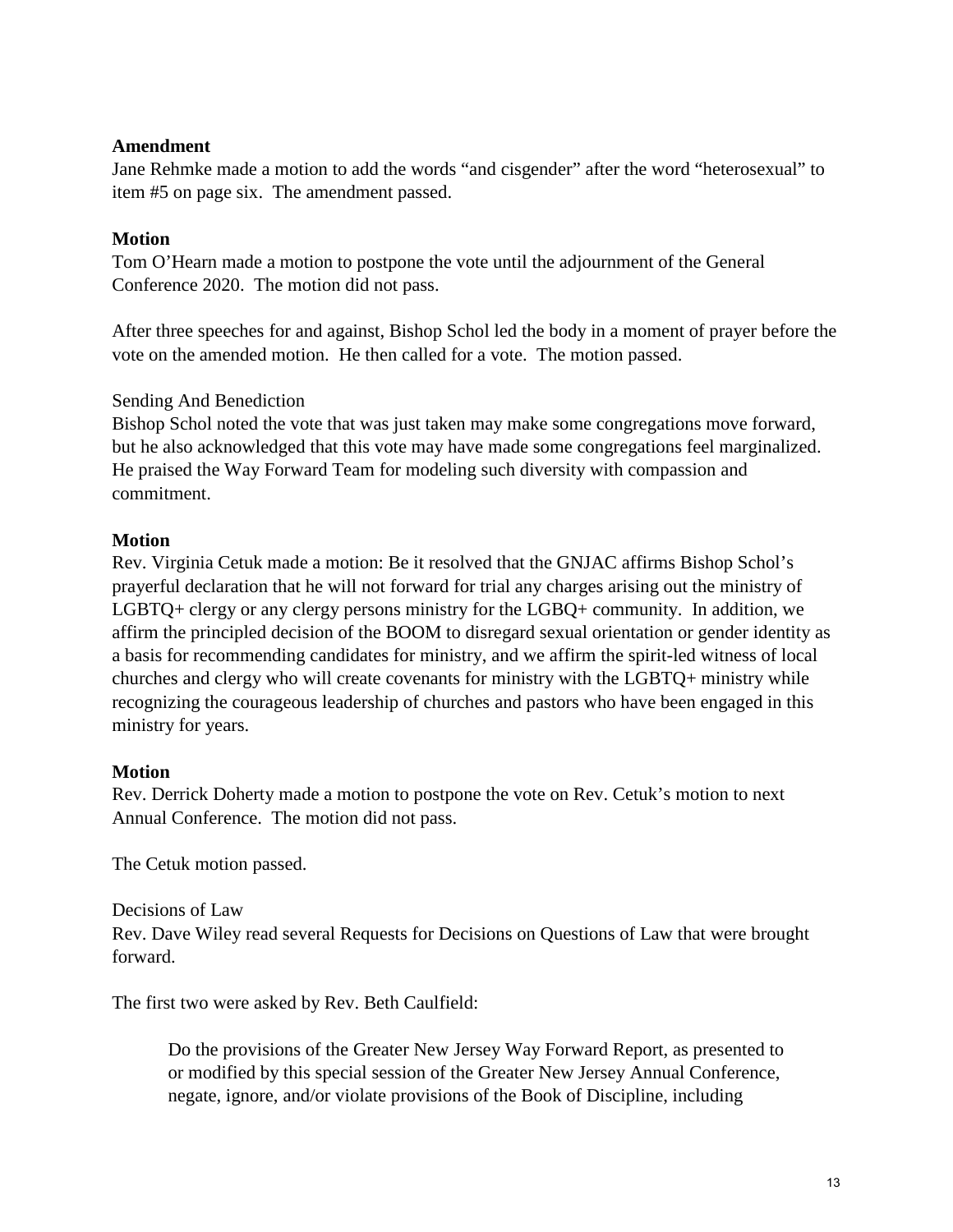**Amendment**

Jane Rehmke made a motion to add the words "and cisgender" after the word "heterosexual" to item #5 on page six. The amendment passed.

**Motion**

Tom O'Hearn made a motion to postpone the vote until the adjournment of the General Conference 2020. The motion did not pass.

After three speeches for and against, Bishop Schol led the body in a moment of prayer before the vote on the amended motion. He then called for a vote. The motion passed.

Sending And Benediction

Bishop Schol noted the vote that was just taken may make some congregations move forward, but he also acknowledged that this vote may have made some congregations feel marginalized. He praised the Way Forward Team for modeling such diversity with compassion and commitment.

**Motion**

Rev. Virginia Cetuk made a motion: Be it resolved that the GNJAC affirms Bishop Schol's prayerful declaration that he will not forward for trial any charges arising out the ministry of LGBTQ+ clergy or any clergy persons ministry for the LGBQ+ community. In addition, we affirm the principled decision of the BOOM to disregard sexual orientation or gender identity as a basis for recommending candidates for ministry, and we affirm the spirit-led witness of local churches and clergy who will create covenants for ministry with the LGBTQ+ ministry while recognizing the courageous leadership of churches and pastors who have been engaged in this ministry for years.

**Motion**

Rev. Derrick Doherty made a motion to postpone the vote on Rev. Cetuk's motion to next Annual Conference. The motion did not pass.

The Cetuk motion passed.

Decisions of Law

Rev. Dave Wiley read several Requests for Decisions on Questions of Law that were brought forward.

The first two were asked by Rev. Beth Caulfield:

> Do the provisions of the Greater New Jersey Way Forward Report, as presented to or modified by this special session of the Greater New Jersey Annual Conference, negate, ignore, and/or violate provisions of the Book of Discipline, including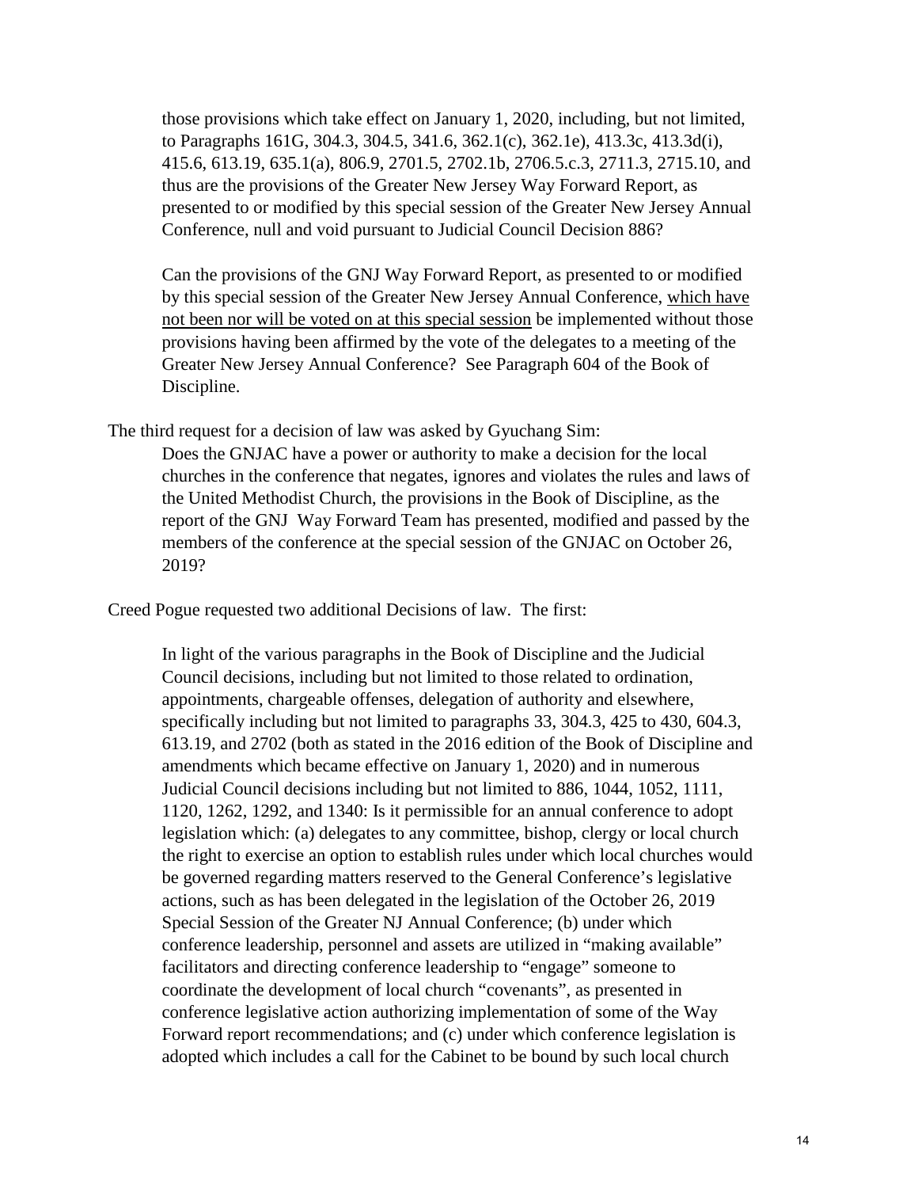those provisions which take effect on January 1, 2020, including, but not limited, to Paragraphs 161G, 304.3, 304.5, 341.6, 362.1(c), 362.1e), 413.3c, 413.3d(i), 415.6, 613.19, 635.1(a), 806.9, 2701.5, 2702.1b, 2706.5.c.3, 2711.3, 2715.10, and thus are the provisions of the Greater New Jersey Way Forward Report, as presented to or modified by this special session of the Greater New Jersey Annual Conference, null and void pursuant to Judicial Council Decision 886?

Can the provisions of the GNJ Way Forward Report, as presented to or modified by this special session of the Greater New Jersey Annual Conference, which have not been nor will be voted on at this special session be implemented without those provisions having been affirmed by the vote of the delegates to a meeting of the Greater New Jersey Annual Conference? See Paragraph 604 of the Book of Discipline.

The third request for a decision of law was asked by Gyuchang Sim:

> Does the GNJAC have a power or authority to make a decision for the local churches in the conference that negates, ignores and violates the rules and laws of the United Methodist Church, the provisions in the Book of Discipline, as the report of the GNJ Way Forward Team has presented, modified and passed by the members of the conference at the special session of the GNJAC on October 26, 2019?

Creed Pogue requested two additional Decisions of law. The first:

> In light of the various paragraphs in the Book of Discipline and the Judicial Council decisions, including but not limited to those related to ordination, appointments, chargeable offenses, delegation of authority and elsewhere, specifically including but not limited to paragraphs 33, 304.3, 425 to 430, 604.3, 613.19, and 2702 (both as stated in the 2016 edition of the Book of Discipline and amendments which became effective on January 1, 2020) and in numerous Judicial Council decisions including but not limited to 886, 1044, 1052, 1111, 1120, 1262, 1292, and 1340: Is it permissible for an annual conference to adopt legislation which: (a) delegates to any committee, bishop, clergy or local church the right to exercise an option to establish rules under which local churches would be governed regarding matters reserved to the General Conference's legislative actions, such as has been delegated in the legislation of the October 26, 2019 Special Session of the Greater NJ Annual Conference; (b) under which conference leadership, personnel and assets are utilized in "making available" facilitators and directing conference leadership to "engage" someone to coordinate the development of local church "covenants", as presented in conference legislative action authorizing implementation of some of the Way Forward report recommendations; and (c) under which conference legislation is adopted which includes a call for the Cabinet to be bound by such local church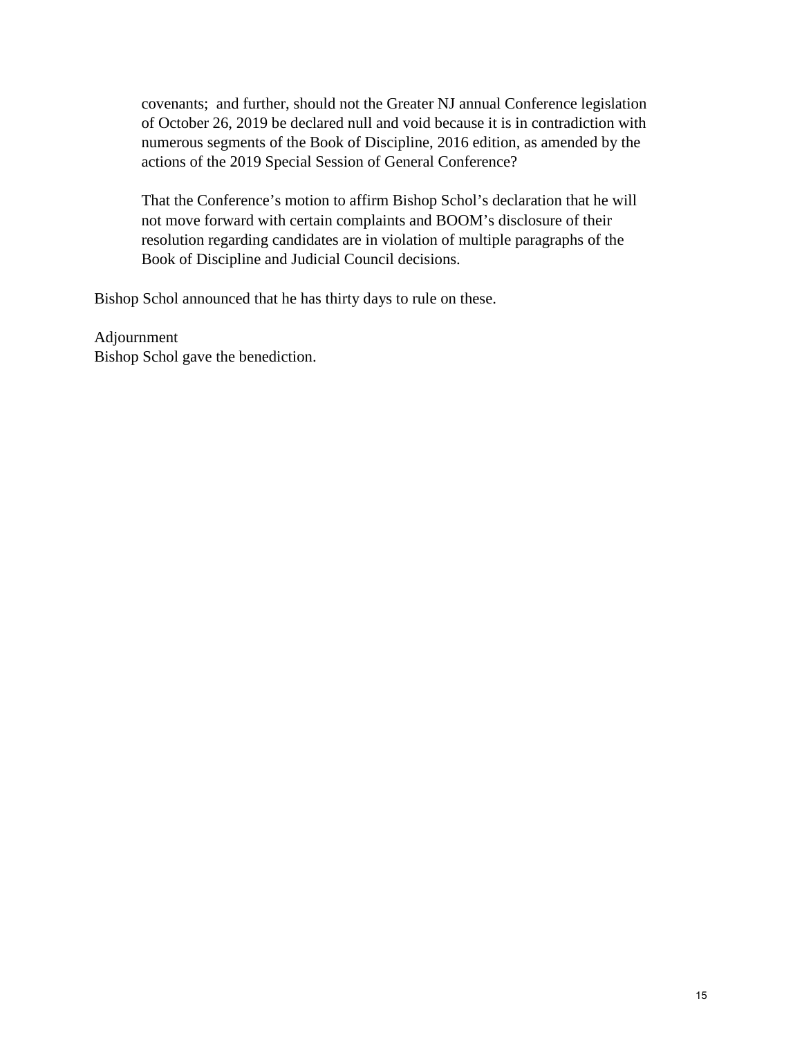covenants;  and further, should not the Greater NJ annual Conference legislation of October 26, 2019 be declared null and void because it is in contradiction with numerous segments of the Book of Discipline, 2016 edition, as amended by the actions of the 2019 Special Session of General Conference?

That the Conference's motion to affirm Bishop Schol's declaration that he will not move forward with certain complaints and BOOM's disclosure of their resolution regarding candidates are in violation of multiple paragraphs of the Book of Discipline and Judicial Council decisions.

Bishop Schol announced that he has thirty days to rule on these.

Adjournment
Bishop Schol gave the benediction.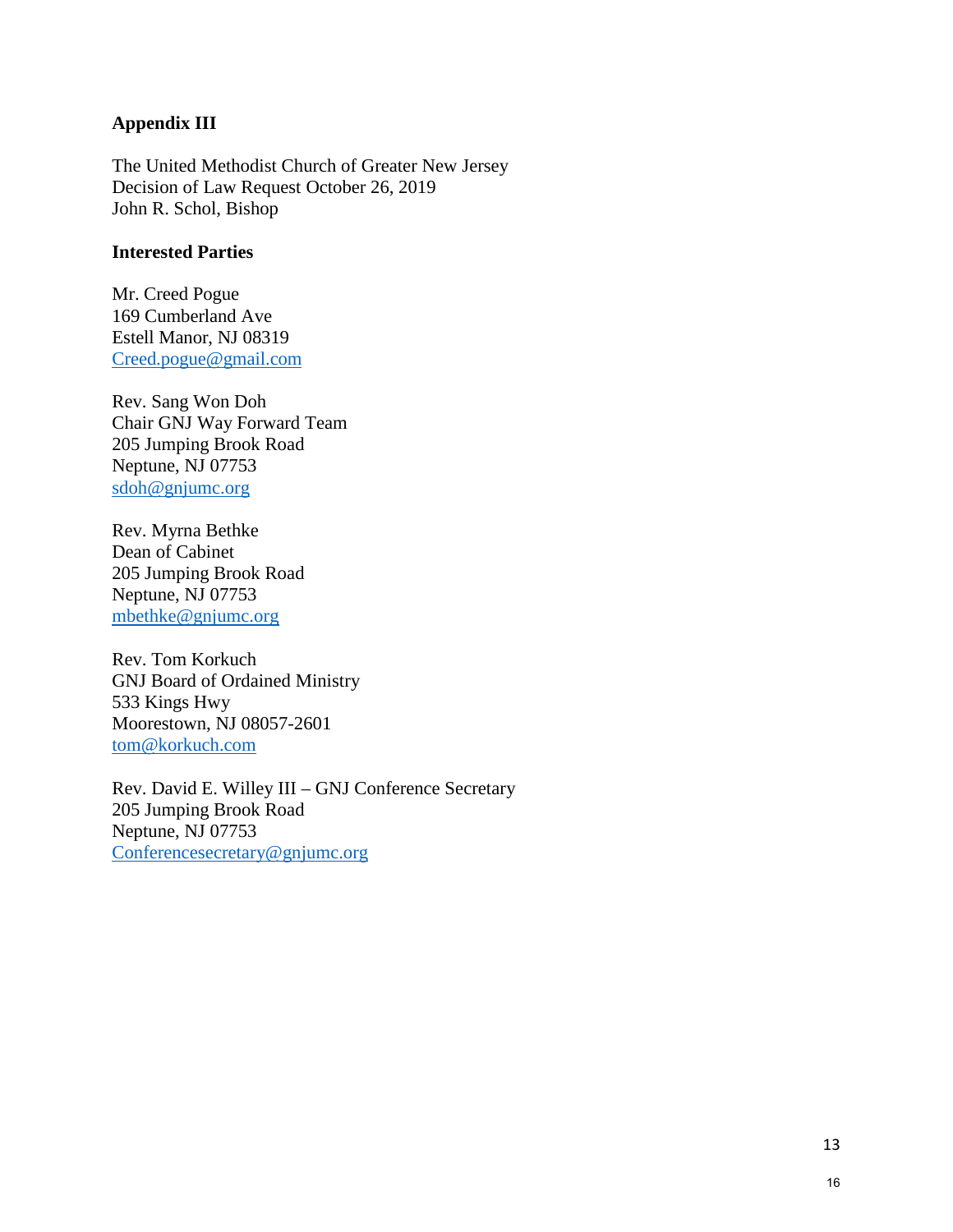**Appendix III**

The United Methodist Church of Greater New Jersey
Decision of Law Request October 26, 2019
John R. Schol, Bishop

**Interested Parties**

Mr. Creed Pogue
169 Cumberland Ave
Estell Manor, NJ 08319
Creed.pogue@gmail.com

Rev. Sang Won Doh
Chair GNJ Way Forward Team
205 Jumping Brook Road
Neptune, NJ 07753
sdoh@gnjumc.org

Rev. Myrna Bethke
Dean of Cabinet
205 Jumping Brook Road
Neptune, NJ 07753
mbethke@gnjumc.org

Rev. Tom Korkuch
GNJ Board of Ordained Ministry
533 Kings Hwy
Moorestown, NJ 08057-2601
tom@korkuch.com

Rev. David E. Willey III – GNJ Conference Secretary
205 Jumping Brook Road
Neptune, NJ 07753
Conferencesecretary@gnjumc.org